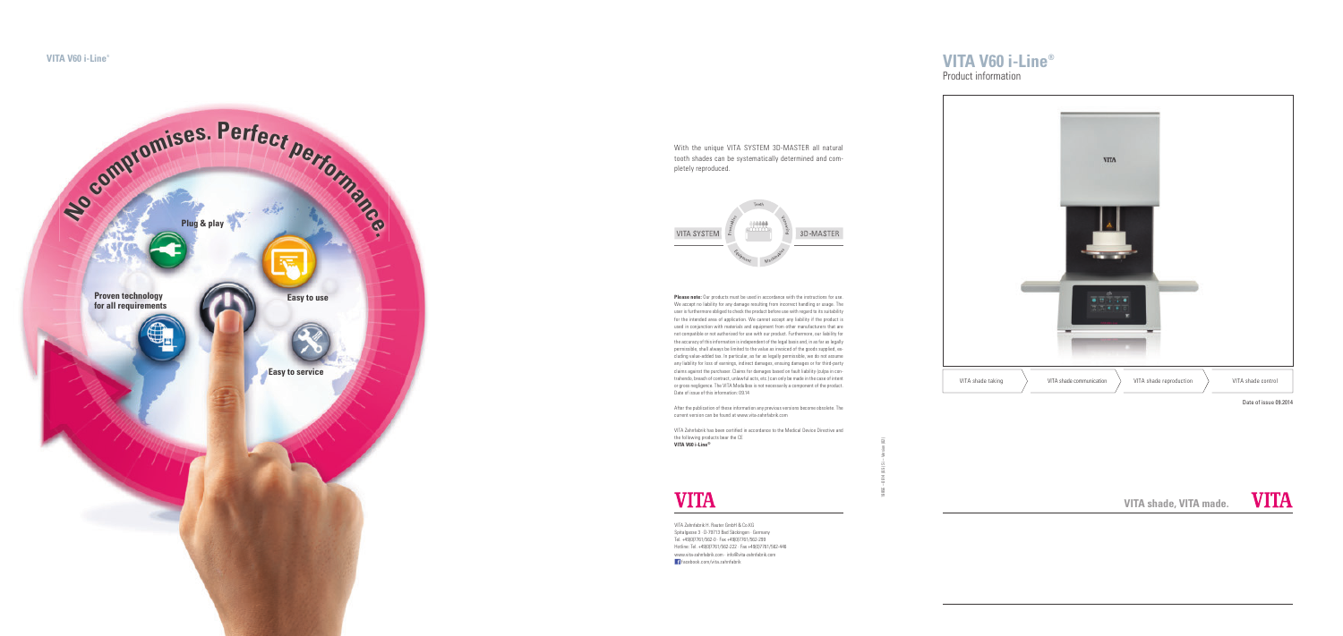# VITA V60 i-Line®

Product information

VITA shade taking | VITA shade communication | VITA shade reproduction | VITA shade control

Date of issue 09.2014

VITA shade, VITA made.

---

No compromises. Perfect performance.

**Plug & play**

**Proven technology for all requirements**

**Easy to use**

**Easy to service**

---

With the unique VITA SYSTEM 3D-MASTER all natural tooth shades can be systematically determined and completely reproduced.

**Please note:** Our products must be used in accordance with the instructions for use. We accept no liability for any damage resulting from incorrect handling or usage. The user is furthermore obliged to check the product before use with regard to its suitability for the intended area of application. We cannot accept any liability if the product is used in conjunction with materials and equipment from other manufacturers that are not compatible or not authorized for use with our product. Furthermore, our liability for the accuracy of this information is independent of the legal basis and, in so far as legally permissible, shall always be limited to the value as invoiced of the goods supplied, excluding value-added tax. In particular, as far as legally permissible, we do not assume any liability for loss of earnings, indirect damages, ensuing damages or for third-party claims against the purchaser. Claims for damages based on fault liability (culpa in contrahendo, breach of contract, unlawful acts, etc.) can only be made in the case of intent or gross negligence. The VITA Modulbox is not necessarily a component of the product. Date of issue of this information: 09.14

After the publication of these information any previous versions become obsolete. The current version can be found at www.vita-zahnfabrik.com

VITA Zahnfabrik has been certified in accordance to the Medical Device Directive and the following products bear the CE
**VITA V60 i-Line®**

VITA Zahnfabrik H. Rauter GmbH & Co.KG
Spitalgasse 3 · D-79713 Bad Säckingen · Germany
Tel. +49(0)7761/562-0 · Fax +49(0)7761/562-299
Hotline: Tel. +49(0)7761/562-222 · Fax +49(0)7761/562-446
www.vita-zahnfabrik.com · info@vita-zahnfabrik.com
facebook.com/vita.zahnfabrik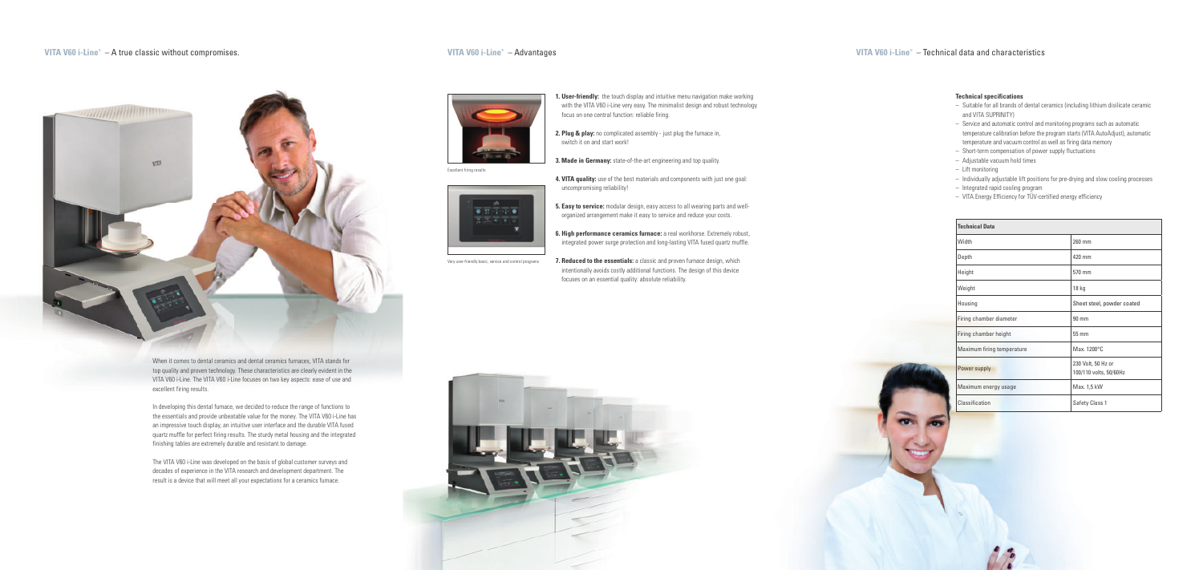## VITA V60 i-Line® – A true classic without compromises.

When it comes to dental ceramics and dental ceramics furnaces, VITA stands for top quality and proven technology. These characteristics are clearly evident in the VITA V60 i-Line. The VITA V60 i-Line focuses on two key aspects: ease of use and excellent firing results.

In developing this dental furnace, we decided to reduce the range of functions to the essentials and provide unbeatable value for the money. The VITA V60 i-Line has an impressive touch display, an intuitive user interface and the durable VITA fused quartz muffle for perfect firing results. The sturdy metal housing and the integrated finishing tables are extremely durable and resistant to damage.

The VITA V60 i-Line was developed on the basis of global customer surveys and decades of experience in the VITA research and development department. The result is a device that will meet all your expectations for a ceramics furnace.

## VITA V60 i-Line® – Advantages

Excellent firing results

Very user-friendly basic, service and control programs

**1. User-friendly:** the touch display and intuitive menu navigation make working with the VITA V60 i-Line very easy. The minimalist design and robust technology focus on one central function: reliable firing.

**2. Plug & play:** no complicated assembly - just plug the furnace in, switch it on and start work!

**3. Made in Germany:** state-of-the-art engineering and top quality.

**4. VITA quality:** use of the best materials and components with just one goal: uncompromising reliability!

**5. Easy to service:** modular design, easy access to all wearing parts and well-organized arrangement make it easy to service and reduce your costs.

**6. High performance ceramics furnace:** a real workhorse. Extremely robust, integrated power surge protection and long-lasting VITA fused quartz muffle.

**7. Reduced to the essentials:** a classic and proven furnace design, which intentionally avoids costly additional functions. The design of this device focuses on an essential quality: absolute reliability.

## VITA V60 i-Line® – Technical data and characteristics

**Technical specifications**

- Suitable for all brands of dental ceramics (including lithium disilicate ceramic and VITA SUPRINITY)
- Service and automatic control and monitoring programs such as automatic temperature calibration before the program starts (VITA AutoAdjust), automatic temperature and vacuum control as well as firing data memory
- Short-term compensation of power supply fluctuations
- Adjustable vacuum hold times
- Lift monitoring
- Individually adjustable lift positions for pre-drying and slow cooling processes
- Integrated rapid cooling program
- VITA Energy Efficiency for TÜV-certified energy efficiency

| Technical Data | |
|---|---|
| Width | 260 mm |
| Depth | 420 mm |
| Height | 570 mm |
| Weight | 18 kg |
| Housing | Sheet steel, powder coated |
| Firing chamber diameter | 90 mm |
| Firing chamber height | 55 mm |
| Maximum firing temperature | Max. 1200°C |
| Power supply | 230 Volt, 50 Hz or 100/110 volts, 50/60Hz |
| Maximum energy usage | Max. 1,5 kW |
| Classification | Safety Class 1 |